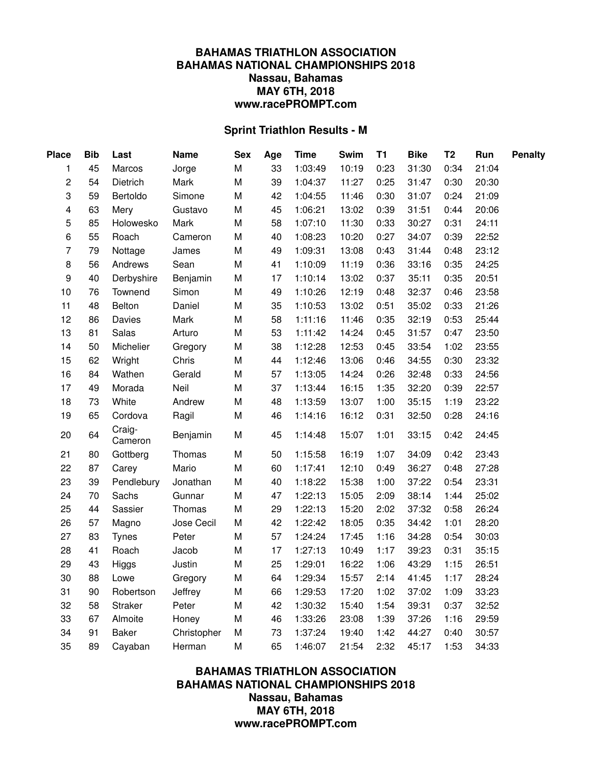**BAHAMAS TRIATHLON ASSOCIATION**
**BAHAMAS NATIONAL CHAMPIONSHIPS 2018**
**Nassau, Bahamas**
**MAY 6TH, 2018**
**www.racePROMPT.com**

## Sprint Triathlon Results - M

| Place | Bib | Last | Name | Sex | Age | Time | Swim | T1 | Bike | T2 | Run | Penalty |
|---|---|---|---|---|---|---|---|---|---|---|---|---|
| 1 | 45 | Marcos | Jorge | M | 33 | 1:03:49 | 10:19 | 0:23 | 31:30 | 0:34 | 21:04 | |
| 2 | 54 | Dietrich | Mark | M | 39 | 1:04:37 | 11:27 | 0:25 | 31:47 | 0:30 | 20:30 | |
| 3 | 59 | Bertoldo | Simone | M | 42 | 1:04:55 | 11:46 | 0:30 | 31:07 | 0:24 | 21:09 | |
| 4 | 63 | Mery | Gustavo | M | 45 | 1:06:21 | 13:02 | 0:39 | 31:51 | 0:44 | 20:06 | |
| 5 | 85 | Holowesko | Mark | M | 58 | 1:07:10 | 11:30 | 0:33 | 30:27 | 0:31 | 24:11 | |
| 6 | 55 | Roach | Cameron | M | 40 | 1:08:23 | 10:20 | 0:27 | 34:07 | 0:39 | 22:52 | |
| 7 | 79 | Nottage | James | M | 49 | 1:09:31 | 13:08 | 0:43 | 31:44 | 0:48 | 23:12 | |
| 8 | 56 | Andrews | Sean | M | 41 | 1:10:09 | 11:19 | 0:36 | 33:16 | 0:35 | 24:25 | |
| 9 | 40 | Derbyshire | Benjamin | M | 17 | 1:10:14 | 13:02 | 0:37 | 35:11 | 0:35 | 20:51 | |
| 10 | 76 | Townend | Simon | M | 49 | 1:10:26 | 12:19 | 0:48 | 32:37 | 0:46 | 23:58 | |
| 11 | 48 | Belton | Daniel | M | 35 | 1:10:53 | 13:02 | 0:51 | 35:02 | 0:33 | 21:26 | |
| 12 | 86 | Davies | Mark | M | 58 | 1:11:16 | 11:46 | 0:35 | 32:19 | 0:53 | 25:44 | |
| 13 | 81 | Salas | Arturo | M | 53 | 1:11:42 | 14:24 | 0:45 | 31:57 | 0:47 | 23:50 | |
| 14 | 50 | Michelier | Gregory | M | 38 | 1:12:28 | 12:53 | 0:45 | 33:54 | 1:02 | 23:55 | |
| 15 | 62 | Wright | Chris | M | 44 | 1:12:46 | 13:06 | 0:46 | 34:55 | 0:30 | 23:32 | |
| 16 | 84 | Wathen | Gerald | M | 57 | 1:13:05 | 14:24 | 0:26 | 32:48 | 0:33 | 24:56 | |
| 17 | 49 | Morada | Neil | M | 37 | 1:13:44 | 16:15 | 1:35 | 32:20 | 0:39 | 22:57 | |
| 18 | 73 | White | Andrew | M | 48 | 1:13:59 | 13:07 | 1:00 | 35:15 | 1:19 | 23:22 | |
| 19 | 65 | Cordova | Ragil | M | 46 | 1:14:16 | 16:12 | 0:31 | 32:50 | 0:28 | 24:16 | |
| 20 | 64 | Craig-Cameron | Benjamin | M | 45 | 1:14:48 | 15:07 | 1:01 | 33:15 | 0:42 | 24:45 | |
| 21 | 80 | Gottberg | Thomas | M | 50 | 1:15:58 | 16:19 | 1:07 | 34:09 | 0:42 | 23:43 | |
| 22 | 87 | Carey | Mario | M | 60 | 1:17:41 | 12:10 | 0:49 | 36:27 | 0:48 | 27:28 | |
| 23 | 39 | Pendlebury | Jonathan | M | 40 | 1:18:22 | 15:38 | 1:00 | 37:22 | 0:54 | 23:31 | |
| 24 | 70 | Sachs | Gunnar | M | 47 | 1:22:13 | 15:05 | 2:09 | 38:14 | 1:44 | 25:02 | |
| 25 | 44 | Sassier | Thomas | M | 29 | 1:22:13 | 15:20 | 2:02 | 37:32 | 0:58 | 26:24 | |
| 26 | 57 | Magno | Jose Cecil | M | 42 | 1:22:42 | 18:05 | 0:35 | 34:42 | 1:01 | 28:20 | |
| 27 | 83 | Tynes | Peter | M | 57 | 1:24:24 | 17:45 | 1:16 | 34:28 | 0:54 | 30:03 | |
| 28 | 41 | Roach | Jacob | M | 17 | 1:27:13 | 10:49 | 1:17 | 39:23 | 0:31 | 35:15 | |
| 29 | 43 | Higgs | Justin | M | 25 | 1:29:01 | 16:22 | 1:06 | 43:29 | 1:15 | 26:51 | |
| 30 | 88 | Lowe | Gregory | M | 64 | 1:29:34 | 15:57 | 2:14 | 41:45 | 1:17 | 28:24 | |
| 31 | 90 | Robertson | Jeffrey | M | 66 | 1:29:53 | 17:20 | 1:02 | 37:02 | 1:09 | 33:23 | |
| 32 | 58 | Straker | Peter | M | 42 | 1:30:32 | 15:40 | 1:54 | 39:31 | 0:37 | 32:52 | |
| 33 | 67 | Almoite | Honey | M | 46 | 1:33:26 | 23:08 | 1:39 | 37:26 | 1:16 | 29:59 | |
| 34 | 91 | Baker | Christopher | M | 73 | 1:37:24 | 19:40 | 1:42 | 44:27 | 0:40 | 30:57 | |
| 35 | 89 | Cayaban | Herman | M | 65 | 1:46:07 | 21:54 | 2:32 | 45:17 | 1:53 | 34:33 | |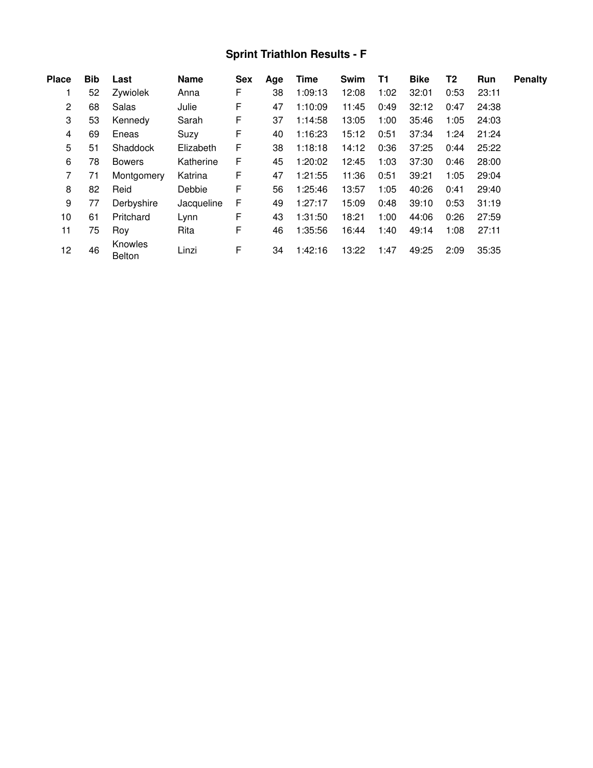## Sprint Triathlon Results - F

| Place | Bib | Last | Name | Sex | Age | Time | Swim | T1 | Bike | T2 | Run | Penalty |
|---|---|---|---|---|---|---|---|---|---|---|---|---|
| 1 | 52 | Zywiolek | Anna | F | 38 | 1:09:13 | 12:08 | 1:02 | 32:01 | 0:53 | 23:11 | |
| 2 | 68 | Salas | Julie | F | 47 | 1:10:09 | 11:45 | 0:49 | 32:12 | 0:47 | 24:38 | |
| 3 | 53 | Kennedy | Sarah | F | 37 | 1:14:58 | 13:05 | 1:00 | 35:46 | 1:05 | 24:03 | |
| 4 | 69 | Eneas | Suzy | F | 40 | 1:16:23 | 15:12 | 0:51 | 37:34 | 1:24 | 21:24 | |
| 5 | 51 | Shaddock | Elizabeth | F | 38 | 1:18:18 | 14:12 | 0:36 | 37:25 | 0:44 | 25:22 | |
| 6 | 78 | Bowers | Katherine | F | 45 | 1:20:02 | 12:45 | 1:03 | 37:30 | 0:46 | 28:00 | |
| 7 | 71 | Montgomery | Katrina | F | 47 | 1:21:55 | 11:36 | 0:51 | 39:21 | 1:05 | 29:04 | |
| 8 | 82 | Reid | Debbie | F | 56 | 1:25:46 | 13:57 | 1:05 | 40:26 | 0:41 | 29:40 | |
| 9 | 77 | Derbyshire | Jacqueline | F | 49 | 1:27:17 | 15:09 | 0:48 | 39:10 | 0:53 | 31:19 | |
| 10 | 61 | Pritchard | Lynn | F | 43 | 1:31:50 | 18:21 | 1:00 | 44:06 | 0:26 | 27:59 | |
| 11 | 75 | Roy | Rita | F | 46 | 1:35:56 | 16:44 | 1:40 | 49:14 | 1:08 | 27:11 | |
| 12 | 46 | Knowles Belton | Linzi | F | 34 | 1:42:16 | 13:22 | 1:47 | 49:25 | 2:09 | 35:35 | |